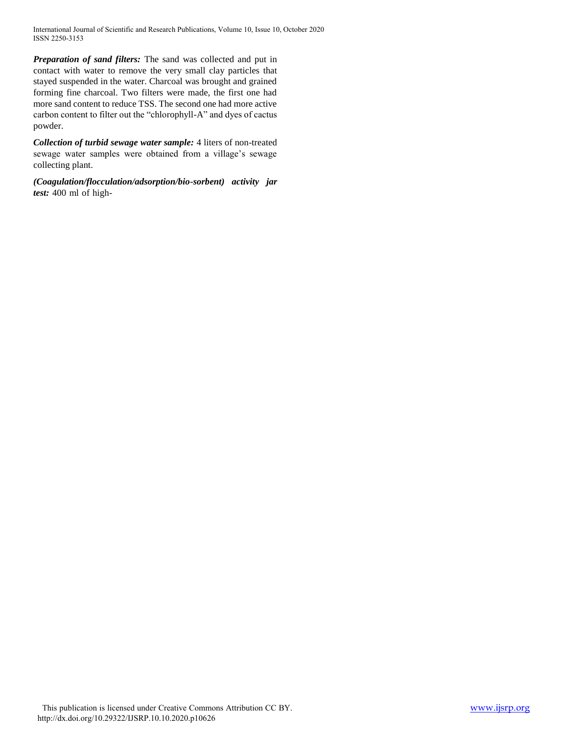***Preparation of sand filters:*** The sand was collected and put in contact with water to remove the very small clay particles that stayed suspended in the water. Charcoal was brought and grained forming fine charcoal. Two filters were made, the first one had more sand content to reduce TSS. The second one had more active carbon content to filter out the "chlorophyll-A" and dyes of cactus powder.

***Collection of turbid sewage water sample:*** 4 liters of non-treated sewage water samples were obtained from a village's sewage collecting plant.

***(Coagulation/flocculation/adsorption/bio-sorbent) activity jar test:*** 400 ml of high-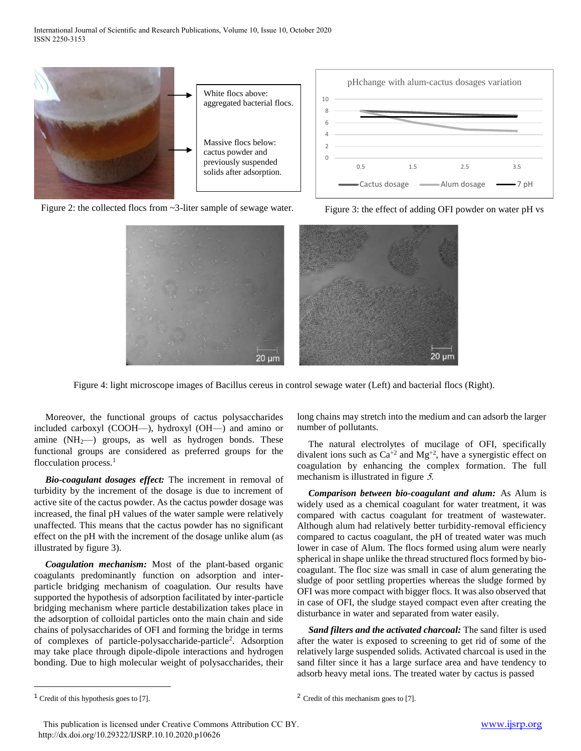White flocs above: aggregated bacterial flocs.

Massive flocs below: cactus powder and previously suspended solids after adsorption.

Figure 2: the collected flocs from ~3-liter sample of sewage water.

Figure 3: the effect of adding OFI powder on water pH vs

Figure 4: light microscope images of Bacillus cereus in control sewage water (Left) and bacterial flocs (Right).

Moreover, the functional groups of cactus polysaccharides included carboxyl (COOH—), hydroxyl (OH—) and amino or amine ($NH_2$—) groups, as well as hydrogen bonds. These functional groups are considered as preferred groups for the flocculation process.[1]

***Bio-coagulant dosages effect:*** The increment in removal of turbidity by the increment of the dosage is due to increment of active site of the cactus powder. As the cactus powder dosage was increased, the final pH values of the water sample were relatively unaffected. This means that the cactus powder has no significant effect on the pH with the increment of the dosage unlike alum (as illustrated by figure 3).

***Coagulation mechanism:*** Most of the plant-based organic coagulants predominantly function on adsorption and inter-particle bridging mechanism of coagulation. Our results have supported the hypothesis of adsorption facilitated by inter-particle bridging mechanism where particle destabilization takes place in the adsorption of colloidal particles onto the main chain and side chains of polysaccharides of OFI and forming the bridge in terms of complexes of particle-polysaccharide-particle[2]. Adsorption may take place through dipole-dipole interactions and hydrogen bonding. Due to high molecular weight of polysaccharides, their long chains may stretch into the medium and can adsorb the larger number of pollutants.

The natural electrolytes of mucilage of OFI, specifically divalent ions such as $Ca^{+2}$ and $Mg^{+2}$, have a synergistic effect on coagulation by enhancing the complex formation. The full mechanism is illustrated in figure *5*.

***Comparison between bio-coagulant and alum:*** As Alum is widely used as a chemical coagulant for water treatment, it was compared with cactus coagulant for treatment of wastewater. Although alum had relatively better turbidity-removal efficiency compared to cactus coagulant, the pH of treated water was much lower in case of Alum. The flocs formed using alum were nearly spherical in shape unlike the thread structured flocs formed by bio-coagulant. The floc size was small in case of alum generating the sludge of poor settling properties whereas the sludge formed by OFI was more compact with bigger flocs. It was also observed that in case of OFI, the sludge stayed compact even after creating the disturbance in water and separated from water easily.

***Sand filters and the activated charcoal:*** The sand filter is used after the water is exposed to screening to get rid of some of the relatively large suspended solids. Activated charcoal is used in the sand filter since it has a large surface area and have tendency to adsorb heavy metal ions. The treated water by cactus is passed

[1] Credit of this hypothesis goes to [7].

[2] Credit of this mechanism goes to [7].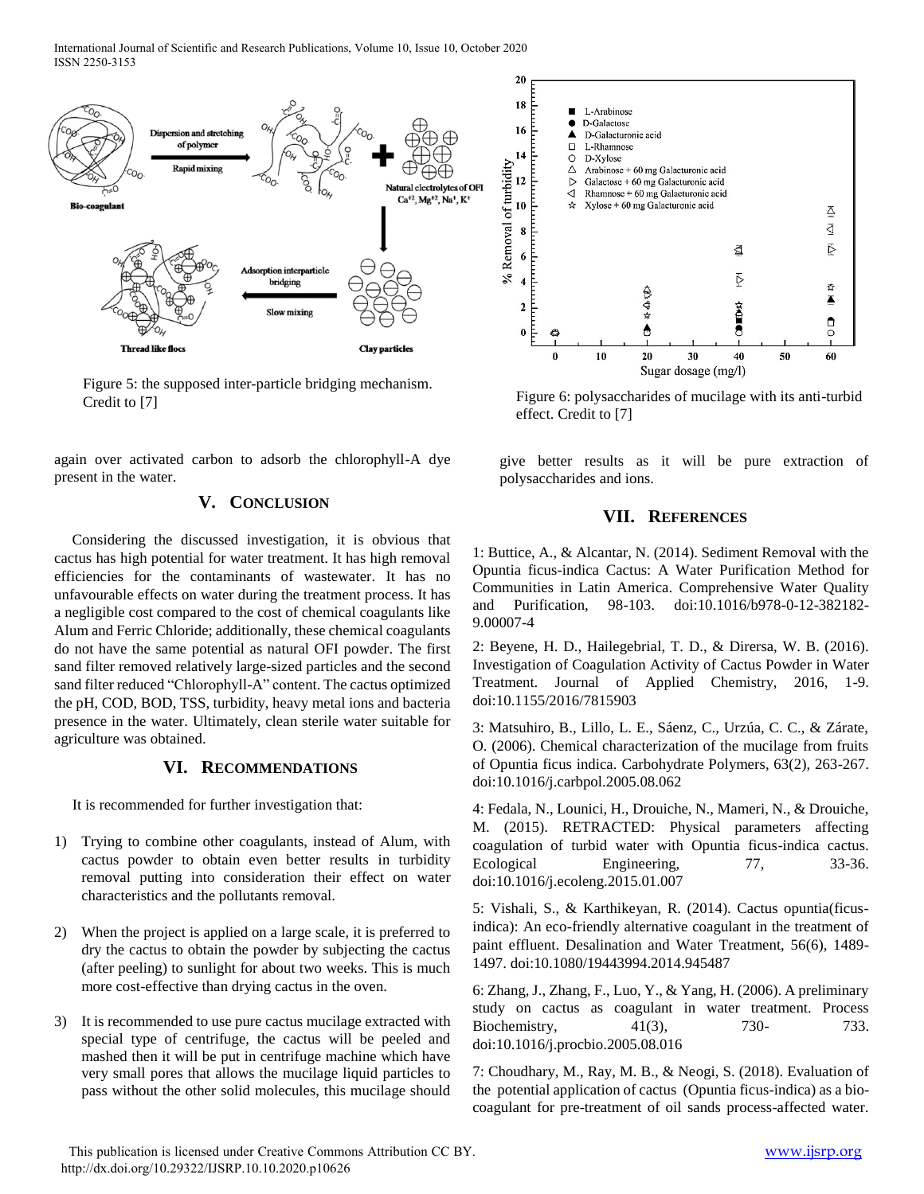Figure 5: the supposed inter-particle bridging mechanism. Credit to [7]

Figure 6: polysaccharides of mucilage with its anti-turbid effect. Credit to [7]

again over activated carbon to adsorb the chlorophyll-A dye present in the water.

## V. Conclusion

Considering the discussed investigation, it is obvious that cactus has high potential for water treatment. It has high removal efficiencies for the contaminants of wastewater. It has no unfavourable effects on water during the treatment process. It has a negligible cost compared to the cost of chemical coagulants like Alum and Ferric Chloride; additionally, these chemical coagulants do not have the same potential as natural OFI powder. The first sand filter removed relatively large-sized particles and the second sand filter reduced "Chlorophyll-A" content. The cactus optimized the pH, COD, BOD, TSS, turbidity, heavy metal ions and bacteria presence in the water. Ultimately, clean sterile water suitable for agriculture was obtained.

## VI. Recommendations

It is recommended for further investigation that:

1) Trying to combine other coagulants, instead of Alum, with cactus powder to obtain even better results in turbidity removal putting into consideration their effect on water characteristics and the pollutants removal.

2) When the project is applied on a large scale, it is preferred to dry the cactus to obtain the powder by subjecting the cactus (after peeling) to sunlight for about two weeks. This is much more cost-effective than drying cactus in the oven.

3) It is recommended to use pure cactus mucilage extracted with special type of centrifuge, the cactus will be peeled and mashed then it will be put in centrifuge machine which have very small pores that allows the mucilage liquid particles to pass without the other solid molecules, this mucilage should give better results as it will be pure extraction of polysaccharides and ions.

## VII. References

1: Buttice, A., & Alcantar, N. (2014). Sediment Removal with the Opuntia ficus-indica Cactus: A Water Purification Method for Communities in Latin America. Comprehensive Water Quality and Purification, 98-103. doi:10.1016/b978-0-12-382182-9.00007-4

2: Beyene, H. D., Hailegebrial, T. D., & Dirersa, W. B. (2016). Investigation of Coagulation Activity of Cactus Powder in Water Treatment. Journal of Applied Chemistry, 2016, 1-9. doi:10.1155/2016/7815903

3: Matsuhiro, B., Lillo, L. E., Sáenz, C., Urzúa, C. C., & Zárate, O. (2006). Chemical characterization of the mucilage from fruits of Opuntia ficus indica. Carbohydrate Polymers, 63(2), 263-267. doi:10.1016/j.carbpol.2005.08.062

4: Fedala, N., Lounici, H., Drouiche, N., Mameri, N., & Drouiche, M. (2015). RETRACTED: Physical parameters affecting coagulation of turbid water with Opuntia ficus-indica cactus. Ecological Engineering, 77, 33-36. doi:10.1016/j.ecoleng.2015.01.007

5: Vishali, S., & Karthikeyan, R. (2014). Cactus opuntia(ficus-indica): An eco-friendly alternative coagulant in the treatment of paint effluent. Desalination and Water Treatment, 56(6), 1489-1497. doi:10.1080/19443994.2014.945487

6: Zhang, J., Zhang, F., Luo, Y., & Yang, H. (2006). A preliminary study on cactus as coagulant in water treatment. Process Biochemistry, 41(3), 730-733. doi:10.1016/j.procbio.2005.08.016

7: Choudhary, M., Ray, M. B., & Neogi, S. (2018). Evaluation of the potential application of cactus (Opuntia ficus-indica) as a bio-coagulant for pre-treatment of oil sands process-affected water.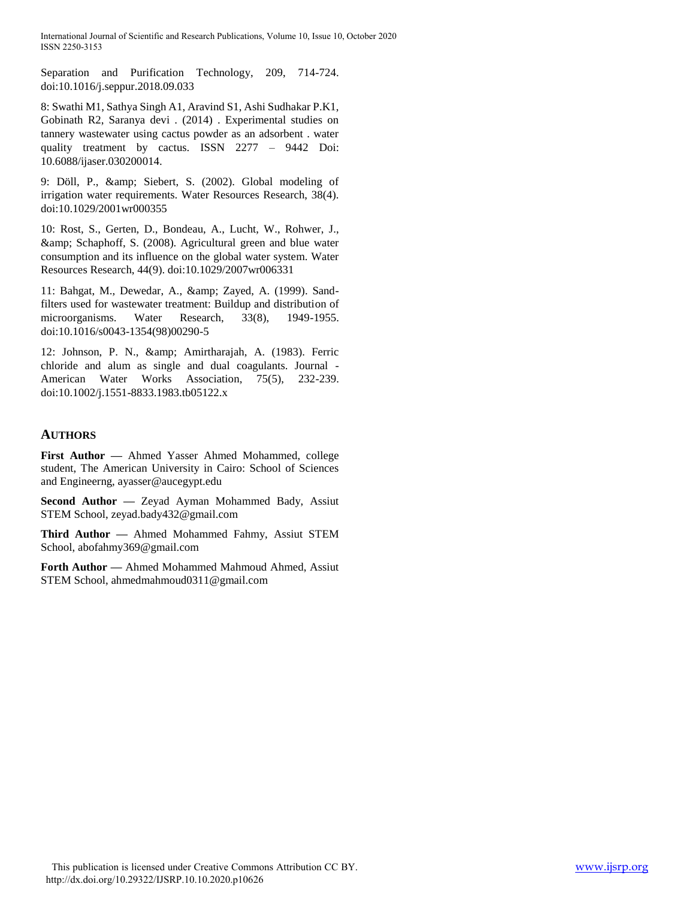Separation and Purification Technology, 209, 714-724. doi:10.1016/j.seppur.2018.09.033

8: Swathi M1, Sathya Singh A1, Aravind S1, Ashi Sudhakar P.K1, Gobinath R2, Saranya devi . (2014) . Experimental studies on tannery wastewater using cactus powder as an adsorbent . water quality treatment by cactus. ISSN 2277 – 9442 Doi: 10.6088/ijaser.030200014.

9: Döll, P., &amp; Siebert, S. (2002). Global modeling of irrigation water requirements. Water Resources Research, 38(4). doi:10.1029/2001wr000355

10: Rost, S., Gerten, D., Bondeau, A., Lucht, W., Rohwer, J., &amp; Schaphoff, S. (2008). Agricultural green and blue water consumption and its influence on the global water system. Water Resources Research, 44(9). doi:10.1029/2007wr006331

11: Bahgat, M., Dewedar, A., &amp; Zayed, A. (1999). Sand-filters used for wastewater treatment: Buildup and distribution of microorganisms. Water Research, 33(8), 1949-1955. doi:10.1016/s0043-1354(98)00290-5

12: Johnson, P. N., &amp; Amirtharajah, A. (1983). Ferric chloride and alum as single and dual coagulants. Journal - American Water Works Association, 75(5), 232-239. doi:10.1002/j.1551-8833.1983.tb05122.x

## AUTHORS

**First Author** — Ahmed Yasser Ahmed Mohammed, college student, The American University in Cairo: School of Sciences and Engineerng, ayasser@aucegypt.edu

**Second Author** — Zeyad Ayman Mohammed Bady, Assiut STEM School, zeyad.bady432@gmail.com

**Third Author** — Ahmed Mohammed Fahmy, Assiut STEM School, abofahmy369@gmail.com

**Forth Author** — Ahmed Mohammed Mahmoud Ahmed, Assiut STEM School, ahmedmahmoud0311@gmail.com